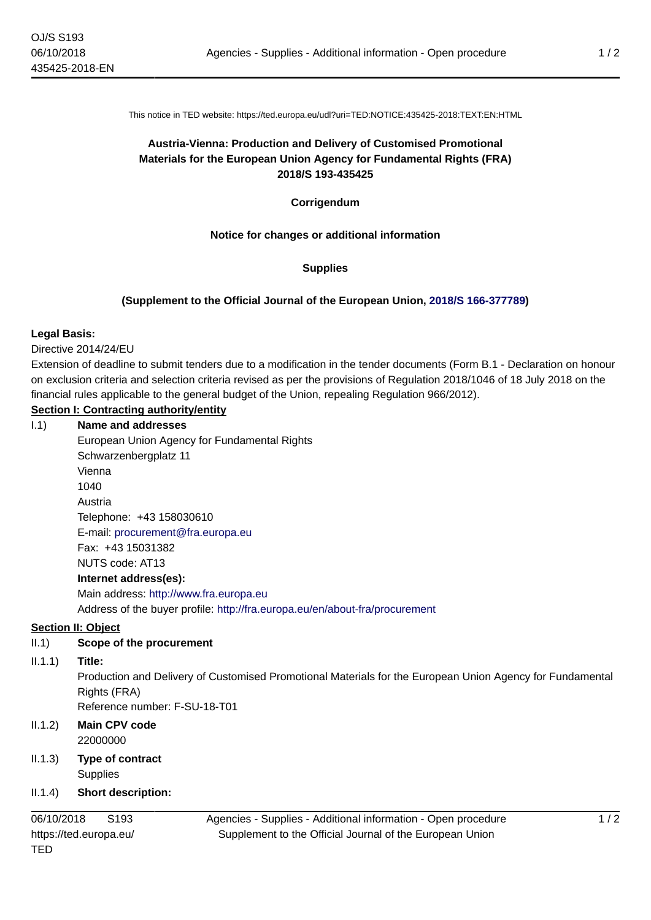This notice in TED website: https://ted.europa.eu/udl?uri=TED:NOTICE:435425-2018:TEXT:EN:HTML

**Austria-Vienna: Production and Delivery of Customised Promotional Materials for the European Union Agency for Fundamental Rights (FRA)**
**2018/S 193-435425**

**Corrigendum**

**Notice for changes or additional information**

**Supplies**

**(Supplement to the Official Journal of the European Union, 2018/S 166-377789)**

**Legal Basis:**

Directive 2014/24/EU

Extension of deadline to submit tenders due to a modification in the tender documents (Form B.1 - Declaration on honour on exclusion criteria and selection criteria revised as per the provisions of Regulation 2018/1046 of 18 July 2018 on the financial rules applicable to the general budget of the Union, repealing Regulation 966/2012).

**Section I: Contracting authority/entity**

I.1) **Name and addresses**

European Union Agency for Fundamental Rights
Schwarzenbergplatz 11
Vienna
1040
Austria
Telephone: +43 158030610
E-mail: procurement@fra.europa.eu
Fax: +43 15031382
NUTS code: AT13

**Internet address(es):**

Main address: http://www.fra.europa.eu
Address of the buyer profile: http://fra.europa.eu/en/about-fra/procurement

**Section II: Object**

II.1) **Scope of the procurement**

II.1.1) **Title:**

Production and Delivery of Customised Promotional Materials for the European Union Agency for Fundamental Rights (FRA)
Reference number: F-SU-18-T01

II.1.2) **Main CPV code**

22000000

II.1.3) **Type of contract**

Supplies

II.1.4) **Short description:**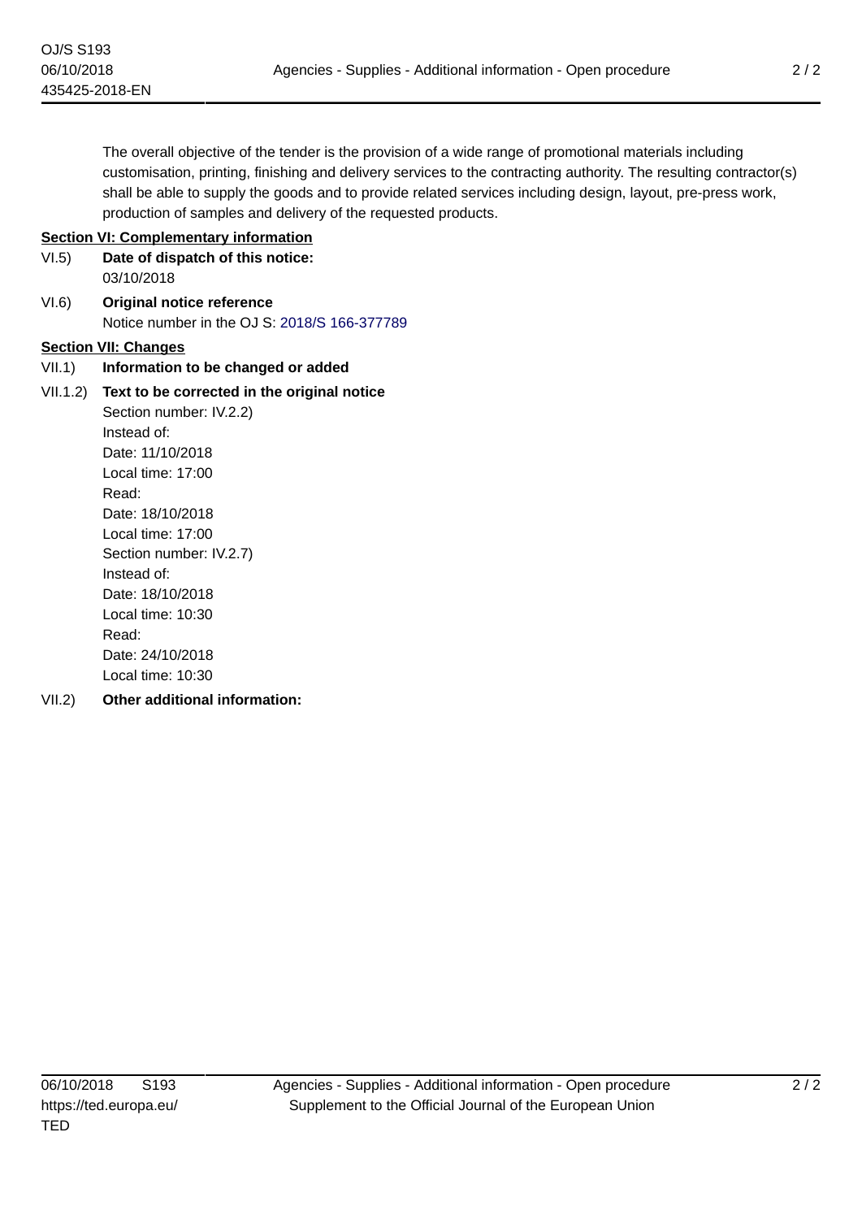The overall objective of the tender is the provision of a wide range of promotional materials including customisation, printing, finishing and delivery services to the contracting authority. The resulting contractor(s) shall be able to supply the goods and to provide related services including design, layout, pre-press work, production of samples and delivery of the requested products.

## Section VI: Complementary information

VI.5) **Date of dispatch of this notice:**

03/10/2018

VI.6) **Original notice reference**

Notice number in the OJ S: 2018/S 166-377789

## Section VII: Changes

VII.1) **Information to be changed or added**

VII.1.2) **Text to be corrected in the original notice**

Section number: IV.2.2)
Instead of:
Date: 11/10/2018
Local time: 17:00
Read:
Date: 18/10/2018
Local time: 17:00

Section number: IV.2.7)
Instead of:
Date: 18/10/2018
Local time: 10:30
Read:
Date: 24/10/2018
Local time: 10:30

VII.2) **Other additional information:**